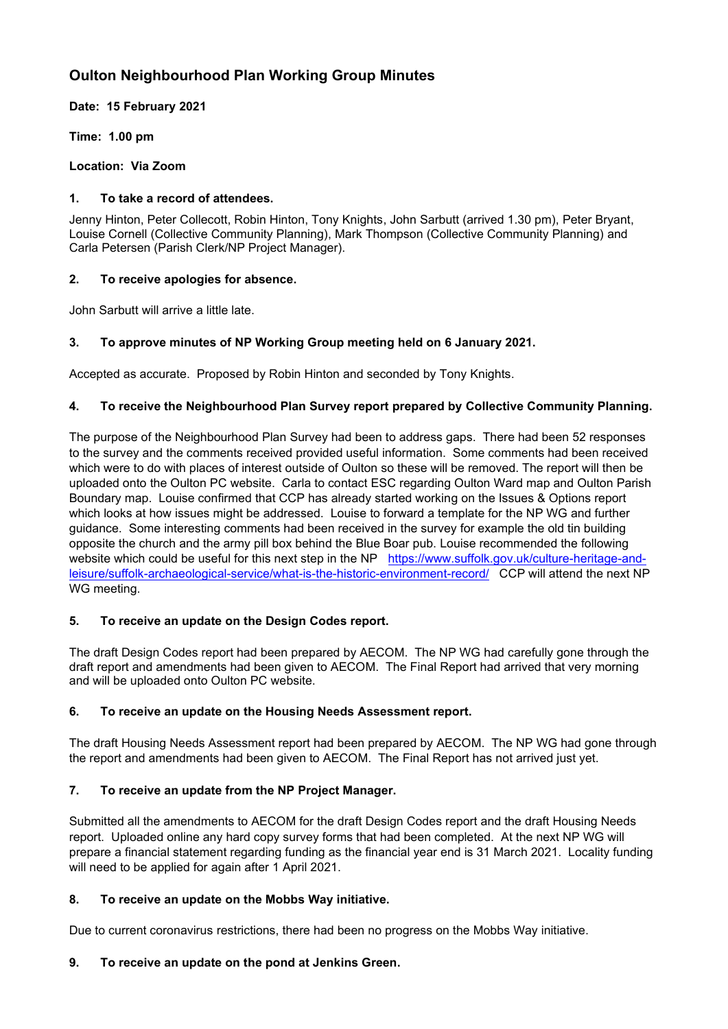# Oulton Neighbourhood Plan Working Group Minutes

**Date: 15 February 2021**

**Time: 1.00 pm**

**Location: Via Zoom**

**1. To take a record of attendees.**

Jenny Hinton, Peter Collecott, Robin Hinton, Tony Knights, John Sarbutt (arrived 1.30 pm), Peter Bryant, Louise Cornell (Collective Community Planning), Mark Thompson (Collective Community Planning) and Carla Petersen (Parish Clerk/NP Project Manager).

**2. To receive apologies for absence.**

John Sarbutt will arrive a little late.

**3. To approve minutes of NP Working Group meeting held on 6 January 2021.**

Accepted as accurate. Proposed by Robin Hinton and seconded by Tony Knights.

**4. To receive the Neighbourhood Plan Survey report prepared by Collective Community Planning.**

The purpose of the Neighbourhood Plan Survey had been to address gaps. There had been 52 responses to the survey and the comments received provided useful information. Some comments had been received which were to do with places of interest outside of Oulton so these will be removed. The report will then be uploaded onto the Oulton PC website. Carla to contact ESC regarding Oulton Ward map and Oulton Parish Boundary map. Louise confirmed that CCP has already started working on the Issues & Options report which looks at how issues might be addressed. Louise to forward a template for the NP WG and further guidance. Some interesting comments had been received in the survey for example the old tin building opposite the church and the army pill box behind the Blue Boar pub. Louise recommended the following website which could be useful for this next step in the NP https://www.suffolk.gov.uk/culture-heritage-and-leisure/suffolk-archaeological-service/what-is-the-historic-environment-record/ CCP will attend the next NP WG meeting.

**5. To receive an update on the Design Codes report.**

The draft Design Codes report had been prepared by AECOM. The NP WG had carefully gone through the draft report and amendments had been given to AECOM. The Final Report had arrived that very morning and will be uploaded onto Oulton PC website.

**6. To receive an update on the Housing Needs Assessment report.**

The draft Housing Needs Assessment report had been prepared by AECOM. The NP WG had gone through the report and amendments had been given to AECOM. The Final Report has not arrived just yet.

**7. To receive an update from the NP Project Manager.**

Submitted all the amendments to AECOM for the draft Design Codes report and the draft Housing Needs report. Uploaded online any hard copy survey forms that had been completed. At the next NP WG will prepare a financial statement regarding funding as the financial year end is 31 March 2021. Locality funding will need to be applied for again after 1 April 2021.

**8. To receive an update on the Mobbs Way initiative.**

Due to current coronavirus restrictions, there had been no progress on the Mobbs Way initiative.

**9. To receive an update on the pond at Jenkins Green.**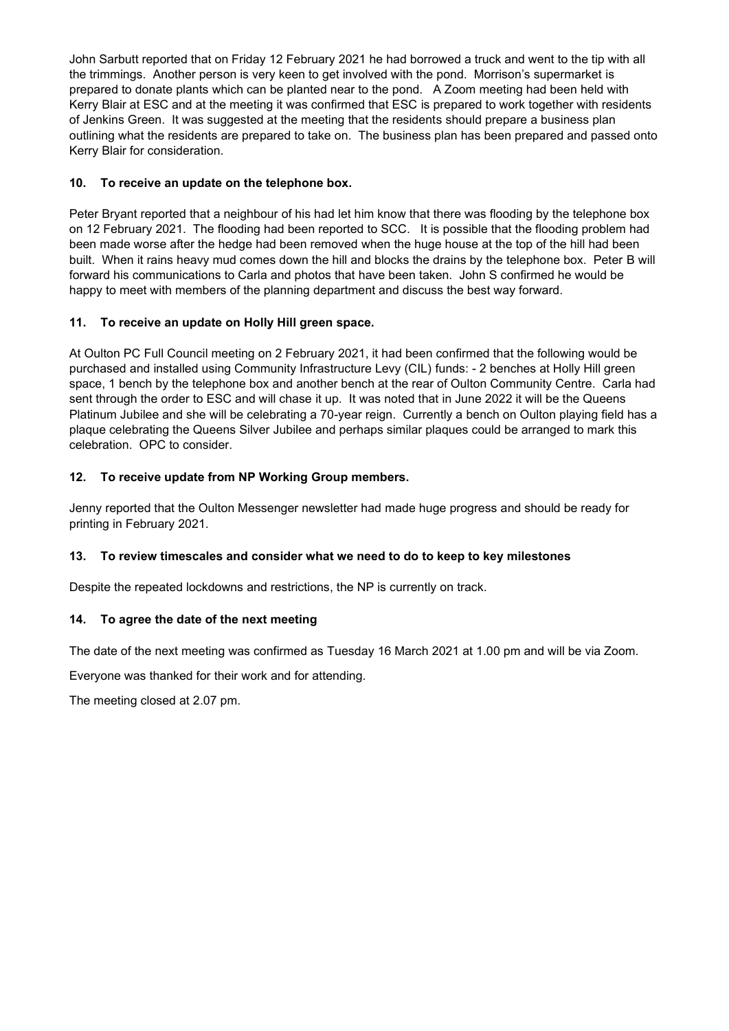John Sarbutt reported that on Friday 12 February 2021 he had borrowed a truck and went to the tip with all the trimmings. Another person is very keen to get involved with the pond. Morrison's supermarket is prepared to donate plants which can be planted near to the pond. A Zoom meeting had been held with Kerry Blair at ESC and at the meeting it was confirmed that ESC is prepared to work together with residents of Jenkins Green. It was suggested at the meeting that the residents should prepare a business plan outlining what the residents are prepared to take on. The business plan has been prepared and passed onto Kerry Blair for consideration.

### 10. To receive an update on the telephone box.

Peter Bryant reported that a neighbour of his had let him know that there was flooding by the telephone box on 12 February 2021. The flooding had been reported to SCC. It is possible that the flooding problem had been made worse after the hedge had been removed when the huge house at the top of the hill had been built. When it rains heavy mud comes down the hill and blocks the drains by the telephone box. Peter B will forward his communications to Carla and photos that have been taken. John S confirmed he would be happy to meet with members of the planning department and discuss the best way forward.

### 11. To receive an update on Holly Hill green space.

At Oulton PC Full Council meeting on 2 February 2021, it had been confirmed that the following would be purchased and installed using Community Infrastructure Levy (CIL) funds: - 2 benches at Holly Hill green space, 1 bench by the telephone box and another bench at the rear of Oulton Community Centre. Carla had sent through the order to ESC and will chase it up. It was noted that in June 2022 it will be the Queens Platinum Jubilee and she will be celebrating a 70-year reign. Currently a bench on Oulton playing field has a plaque celebrating the Queens Silver Jubilee and perhaps similar plaques could be arranged to mark this celebration. OPC to consider.

### 12. To receive update from NP Working Group members.

Jenny reported that the Oulton Messenger newsletter had made huge progress and should be ready for printing in February 2021.

### 13. To review timescales and consider what we need to do to keep to key milestones

Despite the repeated lockdowns and restrictions, the NP is currently on track.

### 14. To agree the date of the next meeting

The date of the next meeting was confirmed as Tuesday 16 March 2021 at 1.00 pm and will be via Zoom.

Everyone was thanked for their work and for attending.

The meeting closed at 2.07 pm.